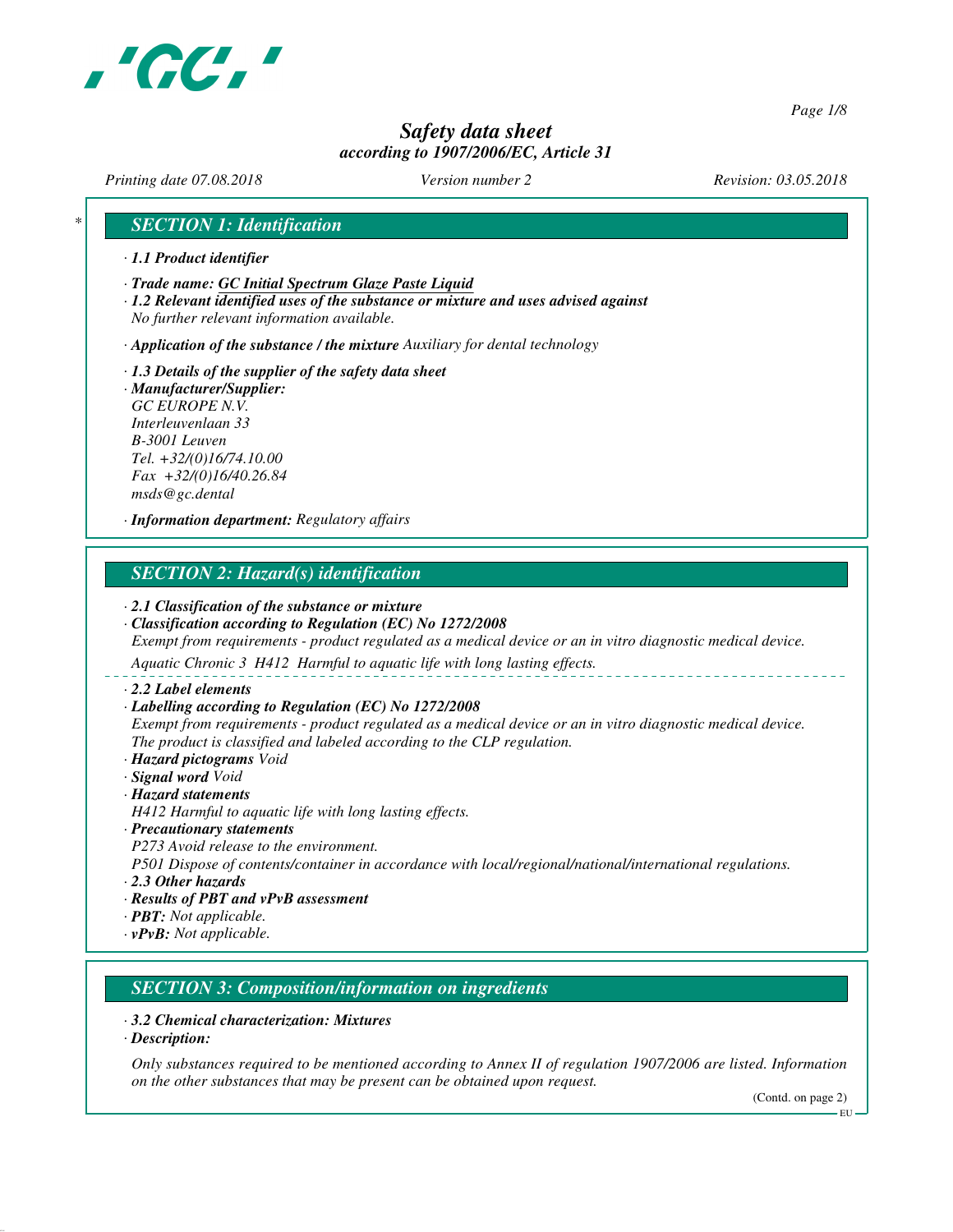# Safety data sheet

*according to 1907/2006/EC, Article 31*

*Printing date 07.08.2018* *Version number 2* *Revision: 03.05.2018*

## SECTION 1: Identification

· **1.1 Product identifier**

· **Trade name: GC Initial Spectrum Glaze Paste Liquid**

· **1.2 Relevant identified uses of the substance or mixture and uses advised against**
No further relevant information available.

· **Application of the substance / the mixture** Auxiliary for dental technology

· **1.3 Details of the supplier of the safety data sheet**

· **Manufacturer/Supplier:**
GC EUROPE N.V.
Interleuvenlaan 33
B-3001 Leuven
Tel. +32/(0)16/74.10.00
Fax +32/(0)16/40.26.84
msds@gc.dental

· **Information department:** Regulatory affairs

## SECTION 2: Hazard(s) identification

· **2.1 Classification of the substance or mixture**

· **Classification according to Regulation (EC) No 1272/2008**
Exempt from requirements - product regulated as a medical device or an in vitro diagnostic medical device.

Aquatic Chronic 3 H412 Harmful to aquatic life with long lasting effects.

· **2.2 Label elements**

· **Labelling according to Regulation (EC) No 1272/2008**
Exempt from requirements - product regulated as a medical device or an in vitro diagnostic medical device.
The product is classified and labeled according to the CLP regulation.

· **Hazard pictograms** Void

· **Signal word** Void

· **Hazard statements**
H412 Harmful to aquatic life with long lasting effects.

· **Precautionary statements**
P273 Avoid release to the environment.
P501 Dispose of contents/container in accordance with local/regional/national/international regulations.

· **2.3 Other hazards**

· **Results of PBT and vPvB assessment**

· **PBT:** Not applicable.

· **vPvB:** Not applicable.

## SECTION 3: Composition/information on ingredients

· **3.2 Chemical characterization: Mixtures**

· **Description:**

Only substances required to be mentioned according to Annex II of regulation 1907/2006 are listed. Information on the other substances that may be present can be obtained upon request.

(Contd. on page 2)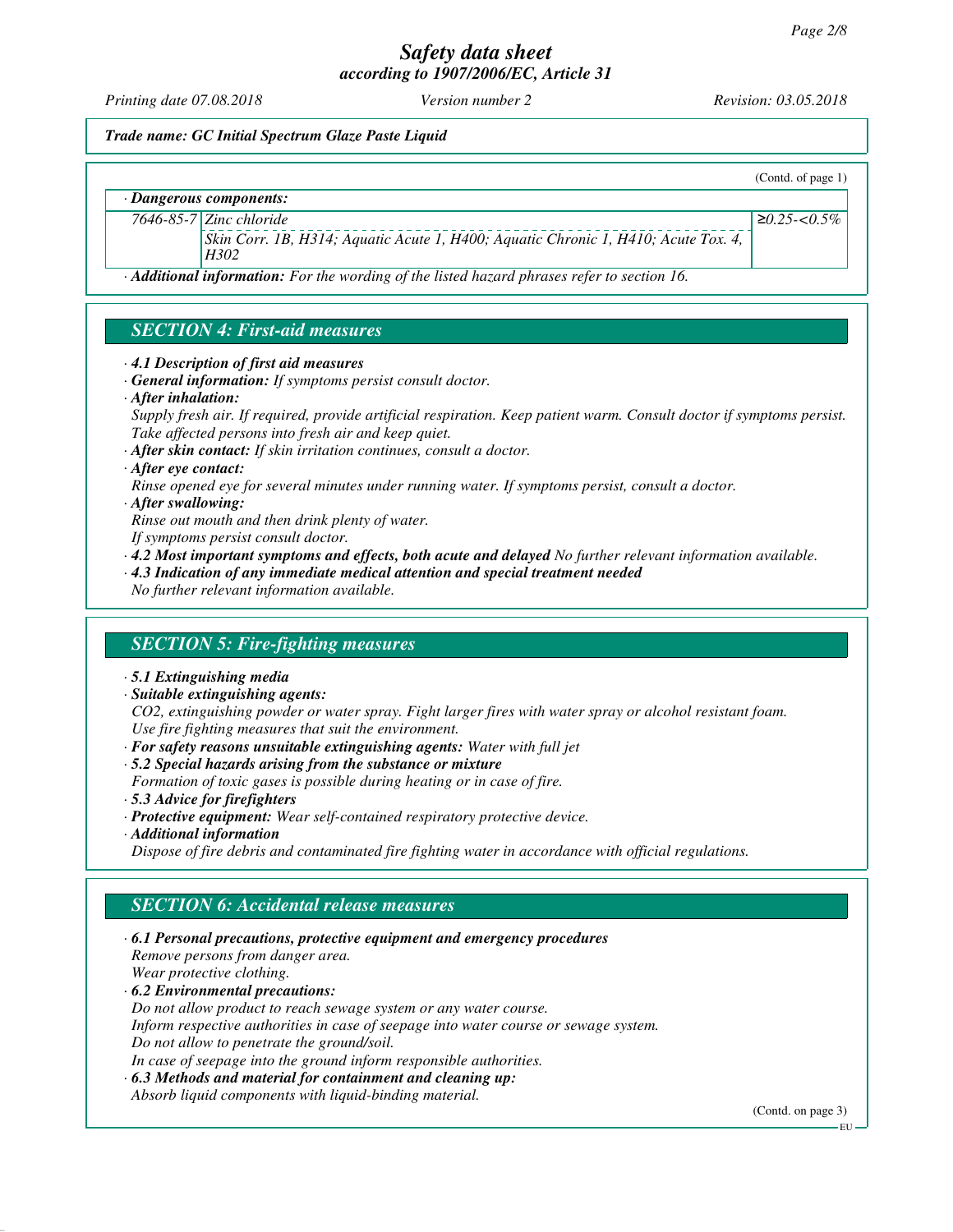*Trade name: GC Initial Spectrum Glaze Paste Liquid*

(Contd. of page 1)

· **Dangerous components:**

| | | |
|---|---|---|
| 7646-85-7 | Zinc chloride | ≥0.25-<0.5% |
| | Skin Corr. 1B, H314; Aquatic Acute 1, H400; Aquatic Chronic 1, H410; Acute Tox. 4, H302 | |

· **Additional information:** For the wording of the listed hazard phrases refer to section 16.

## SECTION 4: First-aid measures

· **4.1 Description of first aid measures**
· **General information:** If symptoms persist consult doctor.
· **After inhalation:**
Supply fresh air. If required, provide artificial respiration. Keep patient warm. Consult doctor if symptoms persist.
Take affected persons into fresh air and keep quiet.
· **After skin contact:** If skin irritation continues, consult a doctor.
· **After eye contact:**
Rinse opened eye for several minutes under running water. If symptoms persist, consult a doctor.
· **After swallowing:**
Rinse out mouth and then drink plenty of water.
If symptoms persist consult doctor.
· **4.2 Most important symptoms and effects, both acute and delayed** No further relevant information available.
· **4.3 Indication of any immediate medical attention and special treatment needed**
No further relevant information available.

## SECTION 5: Fire-fighting measures

· **5.1 Extinguishing media**
· **Suitable extinguishing agents:**
$CO_2$, extinguishing powder or water spray. Fight larger fires with water spray or alcohol resistant foam.
Use fire fighting measures that suit the environment.
· **For safety reasons unsuitable extinguishing agents:** Water with full jet
· **5.2 Special hazards arising from the substance or mixture**
Formation of toxic gases is possible during heating or in case of fire.
· **5.3 Advice for firefighters**
· **Protective equipment:** Wear self-contained respiratory protective device.
· **Additional information**
Dispose of fire debris and contaminated fire fighting water in accordance with official regulations.

## SECTION 6: Accidental release measures

· **6.1 Personal precautions, protective equipment and emergency procedures**
Remove persons from danger area.
Wear protective clothing.
· **6.2 Environmental precautions:**
Do not allow product to reach sewage system or any water course.
Inform respective authorities in case of seepage into water course or sewage system.
Do not allow to penetrate the ground/soil.
In case of seepage into the ground inform responsible authorities.
· **6.3 Methods and material for containment and cleaning up:**
Absorb liquid components with liquid-binding material.

(Contd. on page 3)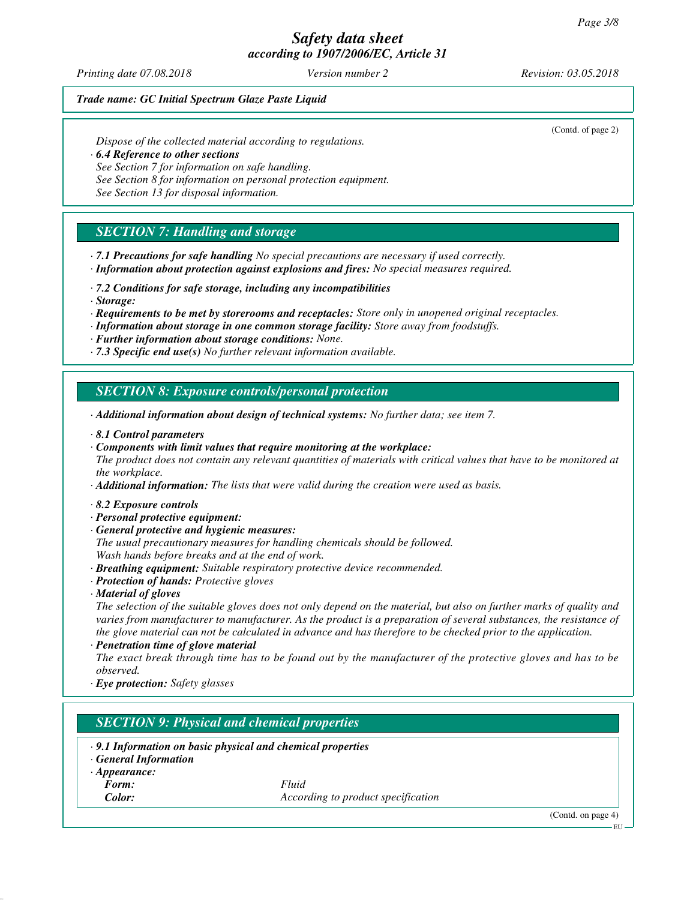(Contd. of page 2)

Dispose of the collected material according to regulations.

· **6.4 Reference to other sections**
See Section 7 for information on safe handling.
See Section 8 for information on personal protection equipment.
See Section 13 for disposal information.

## SECTION 7: Handling and storage

· **7.1 Precautions for safe handling** No special precautions are necessary if used correctly.
· **Information about protection against explosions and fires:** No special measures required.

· **7.2 Conditions for safe storage, including any incompatibilities**
· **Storage:**
· **Requirements to be met by storerooms and receptacles:** Store only in unopened original receptacles.
· **Information about storage in one common storage facility:** Store away from foodstuffs.
· **Further information about storage conditions:** None.
· **7.3 Specific end use(s)** No further relevant information available.

## SECTION 8: Exposure controls/personal protection

· **Additional information about design of technical systems:** No further data; see item 7.

· **8.1 Control parameters**
· **Components with limit values that require monitoring at the workplace:**
The product does not contain any relevant quantities of materials with critical values that have to be monitored at the workplace.
· **Additional information:** The lists that were valid during the creation were used as basis.

· **8.2 Exposure controls**
· **Personal protective equipment:**
· **General protective and hygienic measures:**
The usual precautionary measures for handling chemicals should be followed.
Wash hands before breaks and at the end of work.
· **Breathing equipment:** Suitable respiratory protective device recommended.
· **Protection of hands:** Protective gloves
· **Material of gloves**
The selection of the suitable gloves does not only depend on the material, but also on further marks of quality and varies from manufacturer to manufacturer. As the product is a preparation of several substances, the resistance of the glove material can not be calculated in advance and has therefore to be checked prior to the application.
· **Penetration time of glove material**
The exact break through time has to be found out by the manufacturer of the protective gloves and has to be observed.
· **Eye protection:** Safety glasses

## SECTION 9: Physical and chemical properties

· **9.1 Information on basic physical and chemical properties**
· **General Information**
· **Appearance:**

| | |
|---|---|
| **Form:** | Fluid |
| **Color:** | According to product specification |

(Contd. on page 4)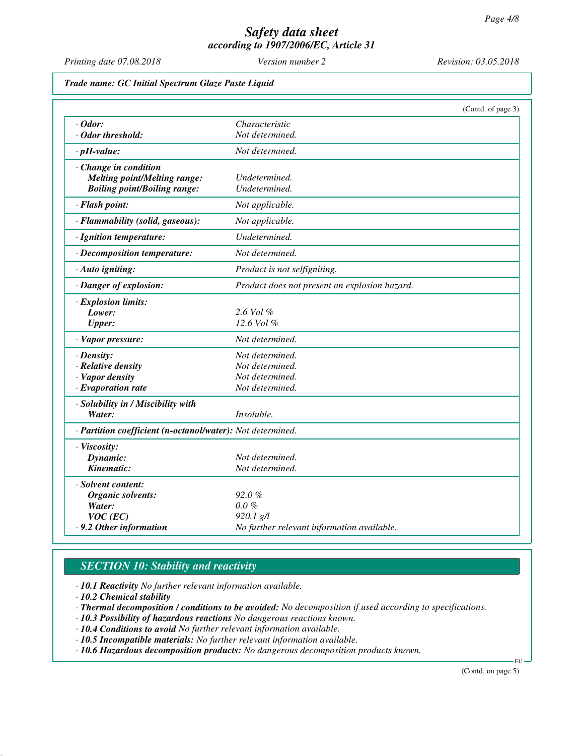*Safety data sheet*
*according to 1907/2006/EC, Article 31*

*Printing date 07.08.2018* *Version number 2* *Revision: 03.05.2018*

***Trade name: GC Initial Spectrum Glaze Paste Liquid***

(Contd. of page 3)

| | |
|---|---|
| · **Odor:** | Characteristic |
| · **Odor threshold:** | Not determined. |
| · **pH-value:** | Not determined. |
| · **Change in condition** | |
| **Melting point/Melting range:** | Undetermined. |
| **Boiling point/Boiling range:** | Undetermined. |
| · **Flash point:** | Not applicable. |
| · **Flammability (solid, gaseous):** | Not applicable. |
| · **Ignition temperature:** | Undetermined. |
| · **Decomposition temperature:** | Not determined. |
| · **Auto igniting:** | Product is not selfigniting. |
| · **Danger of explosion:** | Product does not present an explosion hazard. |
| · **Explosion limits:** | |
| **Lower:** | 2.6 Vol % |
| **Upper:** | 12.6 Vol % |
| · **Vapor pressure:** | Not determined. |
| · **Density:** | Not determined. |
| · **Relative density** | Not determined. |
| · **Vapor density** | Not determined. |
| · **Evaporation rate** | Not determined. |
| · **Solubility in / Miscibility with** | |
| **Water:** | Insoluble. |
| · **Partition coefficient (n-octanol/water):** | Not determined. |
| · **Viscosity:** | |
| **Dynamic:** | Not determined. |
| **Kinematic:** | Not determined. |
| · **Solvent content:** | |
| **Organic solvents:** | 92.0 % |
| **Water:** | 0.0 % |
| **VOC (EC)** | 920.1 g/l |
| · **9.2 Other information** | No further relevant information available. |

## SECTION 10: Stability and reactivity

· **10.1 Reactivity** No further relevant information available.
· **10.2 Chemical stability**
· **Thermal decomposition / conditions to be avoided:** No decomposition if used according to specifications.
· **10.3 Possibility of hazardous reactions** No dangerous reactions known.
· **10.4 Conditions to avoid** No further relevant information available.
· **10.5 Incompatible materials:** No further relevant information available.
· **10.6 Hazardous decomposition products:** No dangerous decomposition products known.

(Contd. on page 5)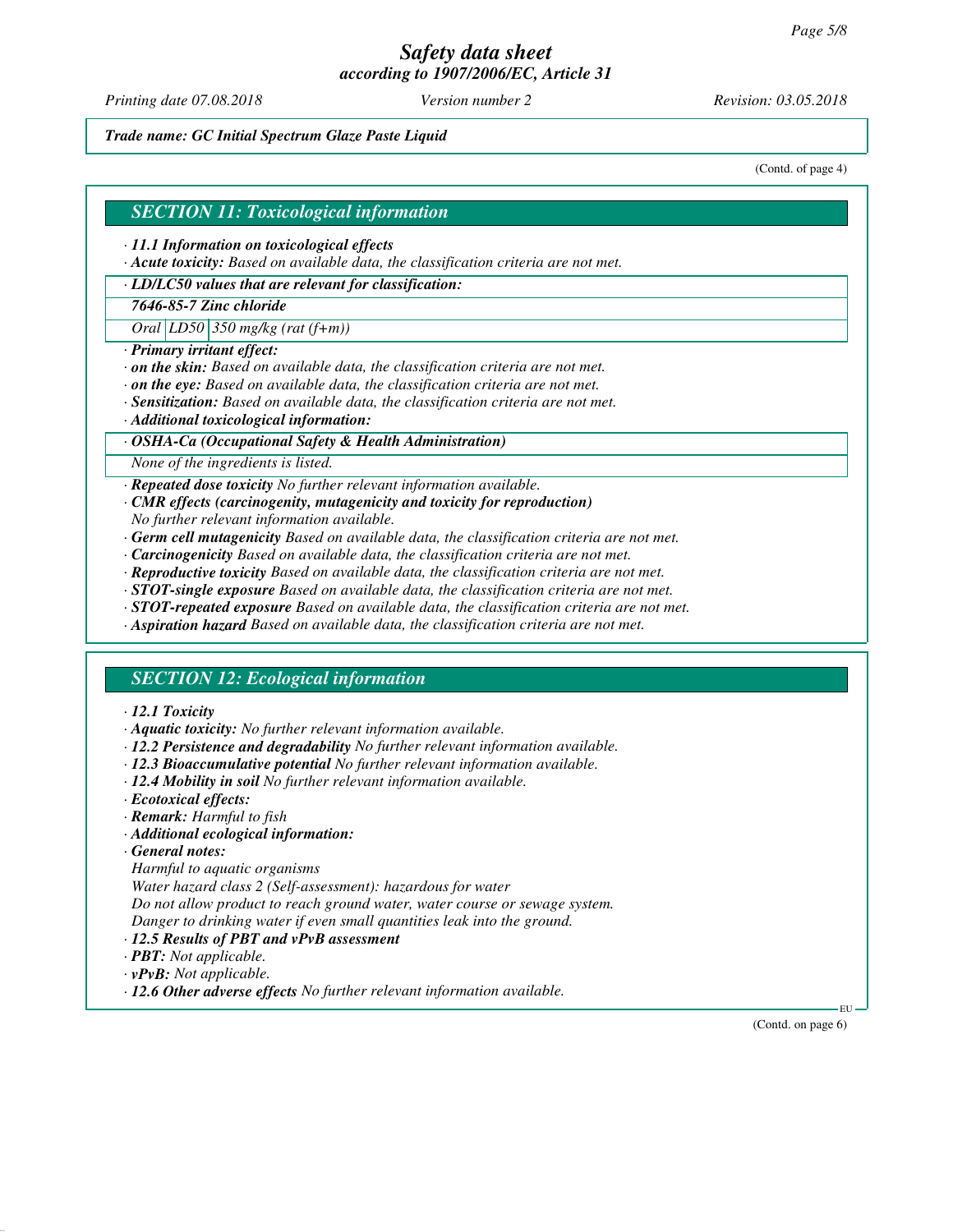*Trade name: GC Initial Spectrum Glaze Paste Liquid*

(Contd. of page 4)

## SECTION 11: Toxicological information

· ***11.1 Information on toxicological effects***
· ***Acute toxicity:*** *Based on available data, the classification criteria are not met.*

· ***LD/LC50 values that are relevant for classification:***

| ***7646-85-7 Zinc chloride*** | | |
|---|---|---|
| *Oral* | *LD50* | *350 mg/kg (rat (f+m))* |

· ***Primary irritant effect:***
· ***on the skin:*** *Based on available data, the classification criteria are not met.*
· ***on the eye:*** *Based on available data, the classification criteria are not met.*
· ***Sensitization:*** *Based on available data, the classification criteria are not met.*
· ***Additional toxicological information:***

· ***OSHA-Ca (Occupational Safety & Health Administration)***

*None of the ingredients is listed.*

· ***Repeated dose toxicity*** *No further relevant information available.*
· ***CMR effects (carcinogenity, mutagenicity and toxicity for reproduction)***
*No further relevant information available.*
· ***Germ cell mutagenicity*** *Based on available data, the classification criteria are not met.*
· ***Carcinogenicity*** *Based on available data, the classification criteria are not met.*
· ***Reproductive toxicity*** *Based on available data, the classification criteria are not met.*
· ***STOT-single exposure*** *Based on available data, the classification criteria are not met.*
· ***STOT-repeated exposure*** *Based on available data, the classification criteria are not met.*
· ***Aspiration hazard*** *Based on available data, the classification criteria are not met.*

## SECTION 12: Ecological information

· ***12.1 Toxicity***
· ***Aquatic toxicity:*** *No further relevant information available.*
· ***12.2 Persistence and degradability*** *No further relevant information available.*
· ***12.3 Bioaccumulative potential*** *No further relevant information available.*
· ***12.4 Mobility in soil*** *No further relevant information available.*
· ***Ecotoxical effects:***
· ***Remark:*** *Harmful to fish*
· ***Additional ecological information:***
· ***General notes:***
*Harmful to aquatic organisms*
*Water hazard class 2 (Self-assessment): hazardous for water*
*Do not allow product to reach ground water, water course or sewage system.*
*Danger to drinking water if even small quantities leak into the ground.*
· ***12.5 Results of PBT and vPvB assessment***
· ***PBT:*** *Not applicable.*
· ***vPvB:*** *Not applicable.*
· ***12.6 Other adverse effects*** *No further relevant information available.*

(Contd. on page 6)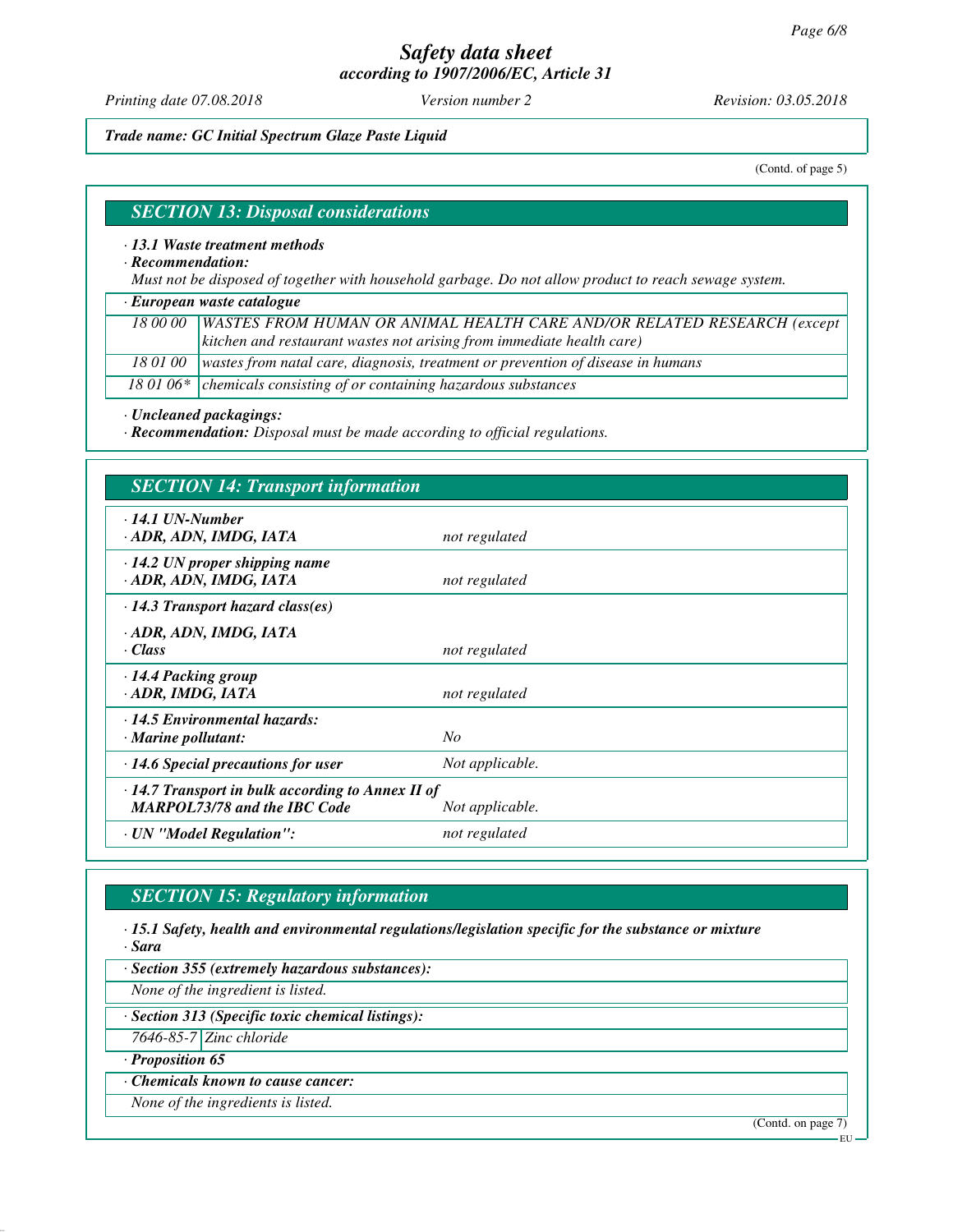(Contd. of page 5)

## SECTION 13: Disposal considerations

· **13.1 Waste treatment methods**

· **Recommendation:**

*Must not be disposed of together with household garbage. Do not allow product to reach sewage system.*

· **European waste catalogue**

| | |
|---|---|
| 18 00 00 | WASTES FROM HUMAN OR ANIMAL HEALTH CARE AND/OR RELATED RESEARCH (except kitchen and restaurant wastes not arising from immediate health care) |
| 18 01 00 | wastes from natal care, diagnosis, treatment or prevention of disease in humans |
| 18 01 06* | chemicals consisting of or containing hazardous substances |

· **Uncleaned packagings:**

· **Recommendation:** *Disposal must be made according to official regulations.*

## SECTION 14: Transport information

| | |
|---|---|
| · **14.1 UN-Number**<br>· **ADR, ADN, IMDG, IATA** | not regulated |
| · **14.2 UN proper shipping name**<br>· **ADR, ADN, IMDG, IATA** | not regulated |
| · **14.3 Transport hazard class(es)** | |
| · **ADR, ADN, IMDG, IATA**<br>· **Class** | not regulated |
| · **14.4 Packing group**<br>· **ADR, IMDG, IATA** | not regulated |
| · **14.5 Environmental hazards:**<br>· **Marine pollutant:** | No |
| · **14.6 Special precautions for user** | Not applicable. |
| · **14.7 Transport in bulk according to Annex II of MARPOL73/78 and the IBC Code** | Not applicable. |
| · **UN "Model Regulation":** | not regulated |

## SECTION 15: Regulatory information

· **15.1 Safety, health and environmental regulations/legislation specific for the substance or mixture**

· **Sara**

· **Section 355 (extremely hazardous substances):**

*None of the ingredient is listed.*

· **Section 313 (Specific toxic chemical listings):**

| | |
|---|---|
| 7646-85-7 | Zinc chloride |

· **Proposition 65**

· **Chemicals known to cause cancer:**

*None of the ingredients is listed.*

(Contd. on page 7)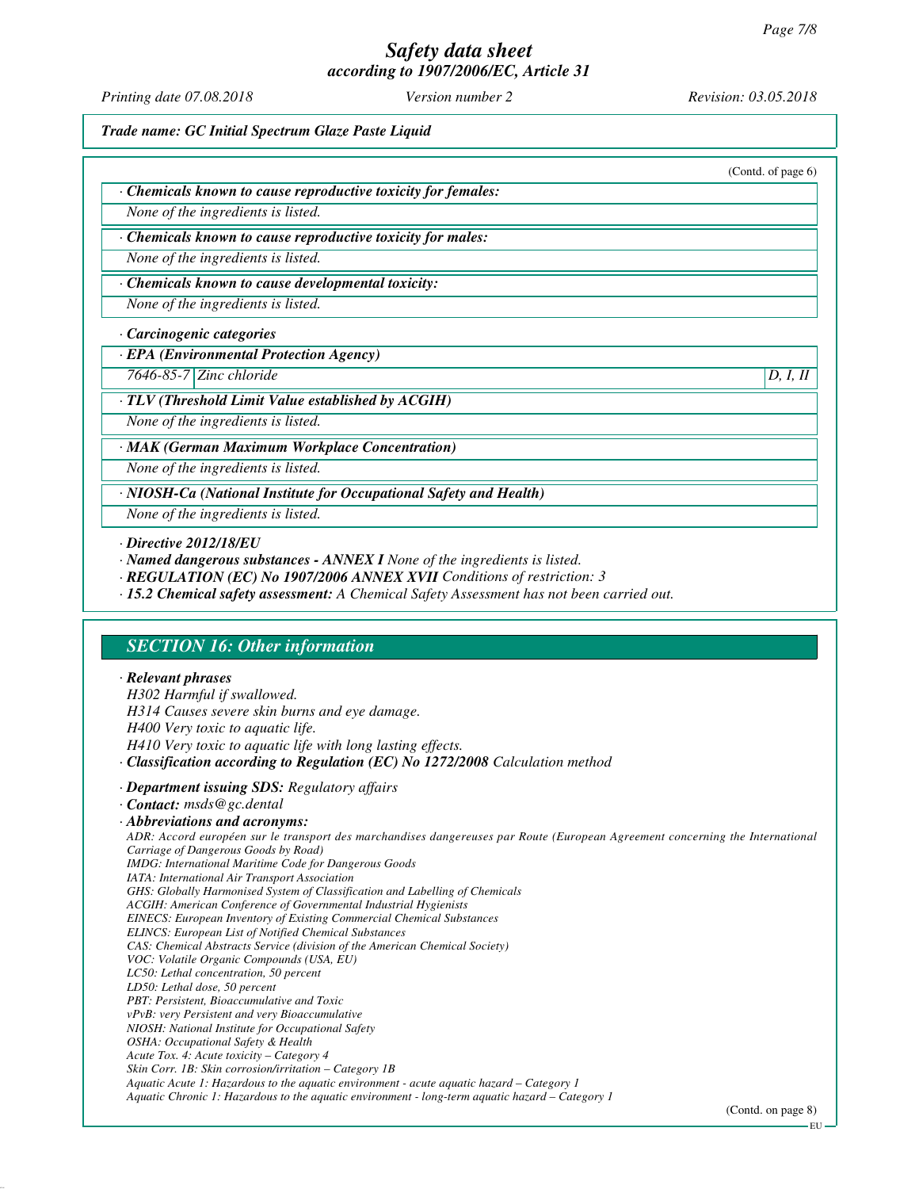*Trade name: GC Initial Spectrum Glaze Paste Liquid*

(Contd. of page 6)

· **Chemicals known to cause reproductive toxicity for females:**

None of the ingredients is listed.

· **Chemicals known to cause reproductive toxicity for males:**

None of the ingredients is listed.

· **Chemicals known to cause developmental toxicity:**

None of the ingredients is listed.

· **Carcinogenic categories**

· **EPA (Environmental Protection Agency)**

| 7646-85-7 | Zinc chloride | D, I, II |
|---|---|---|

· **TLV (Threshold Limit Value established by ACGIH)**

None of the ingredients is listed.

· **MAK (German Maximum Workplace Concentration)**

None of the ingredients is listed.

· **NIOSH-Ca (National Institute for Occupational Safety and Health)**

None of the ingredients is listed.

· **Directive 2012/18/EU**

· **Named dangerous substances - ANNEX I** None of the ingredients is listed.

· **REGULATION (EC) No 1907/2006 ANNEX XVII** Conditions of restriction: 3

· **15.2 Chemical safety assessment:** A Chemical Safety Assessment has not been carried out.

## SECTION 16: Other information

· **Relevant phrases**

H302 Harmful if swallowed.
H314 Causes severe skin burns and eye damage.
H400 Very toxic to aquatic life.
H410 Very toxic to aquatic life with long lasting effects.

· **Classification according to Regulation (EC) No 1272/2008** Calculation method

· **Department issuing SDS:** Regulatory affairs

· **Contact:** msds@gc.dental

· **Abbreviations and acronyms:**

ADR: Accord européen sur le transport des marchandises dangereuses par Route (European Agreement concerning the International Carriage of Dangerous Goods by Road)
IMDG: International Maritime Code for Dangerous Goods
IATA: International Air Transport Association
GHS: Globally Harmonised System of Classification and Labelling of Chemicals
ACGIH: American Conference of Governmental Industrial Hygienists
EINECS: European Inventory of Existing Commercial Chemical Substances
ELINCS: European List of Notified Chemical Substances
CAS: Chemical Abstracts Service (division of the American Chemical Society)
VOC: Volatile Organic Compounds (USA, EU)
LC50: Lethal concentration, 50 percent
LD50: Lethal dose, 50 percent
PBT: Persistent, Bioaccumulative and Toxic
vPvB: very Persistent and very Bioaccumulative
NIOSH: National Institute for Occupational Safety
OSHA: Occupational Safety & Health
Acute Tox. 4: Acute toxicity – Category 4
Skin Corr. 1B: Skin corrosion/irritation – Category 1B
Aquatic Acute 1: Hazardous to the aquatic environment - acute aquatic hazard – Category 1
Aquatic Chronic 1: Hazardous to the aquatic environment - long-term aquatic hazard – Category 1

(Contd. on page 8)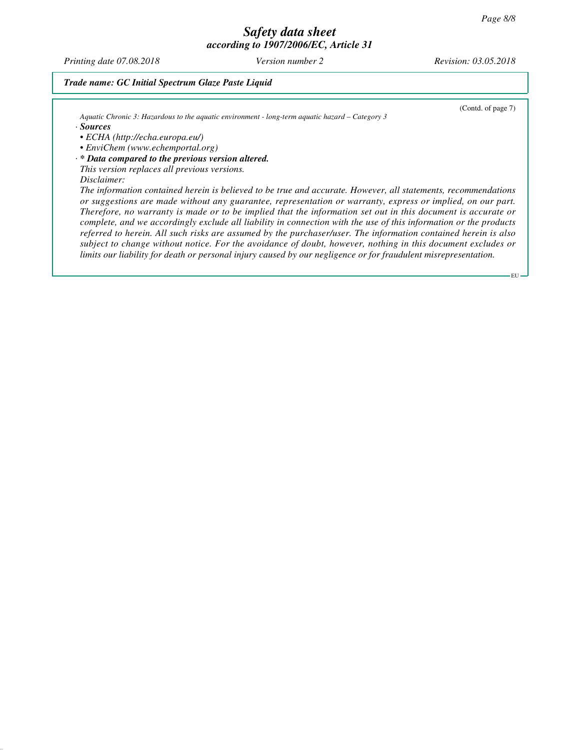*Trade name: GC Initial Spectrum Glaze Paste Liquid*

(Contd. of page 7)

*Aquatic Chronic 3: Hazardous to the aquatic environment - long-term aquatic hazard – Category 3*

· ***Sources***

- *ECHA (http://echa.europa.eu/)*
- *EnviChem (www.echemportal.org)*

· ***\* Data compared to the previous version altered.***

*This version replaces all previous versions.*

*Disclaimer:*

*The information contained herein is believed to be true and accurate. However, all statements, recommendations or suggestions are made without any guarantee, representation or warranty, express or implied, on our part. Therefore, no warranty is made or to be implied that the information set out in this document is accurate or complete, and we accordingly exclude all liability in connection with the use of this information or the products referred to herein. All such risks are assumed by the purchaser/user. The information contained herein is also subject to change without notice. For the avoidance of doubt, however, nothing in this document excludes or limits our liability for death or personal injury caused by our negligence or for fraudulent misrepresentation.*

EU